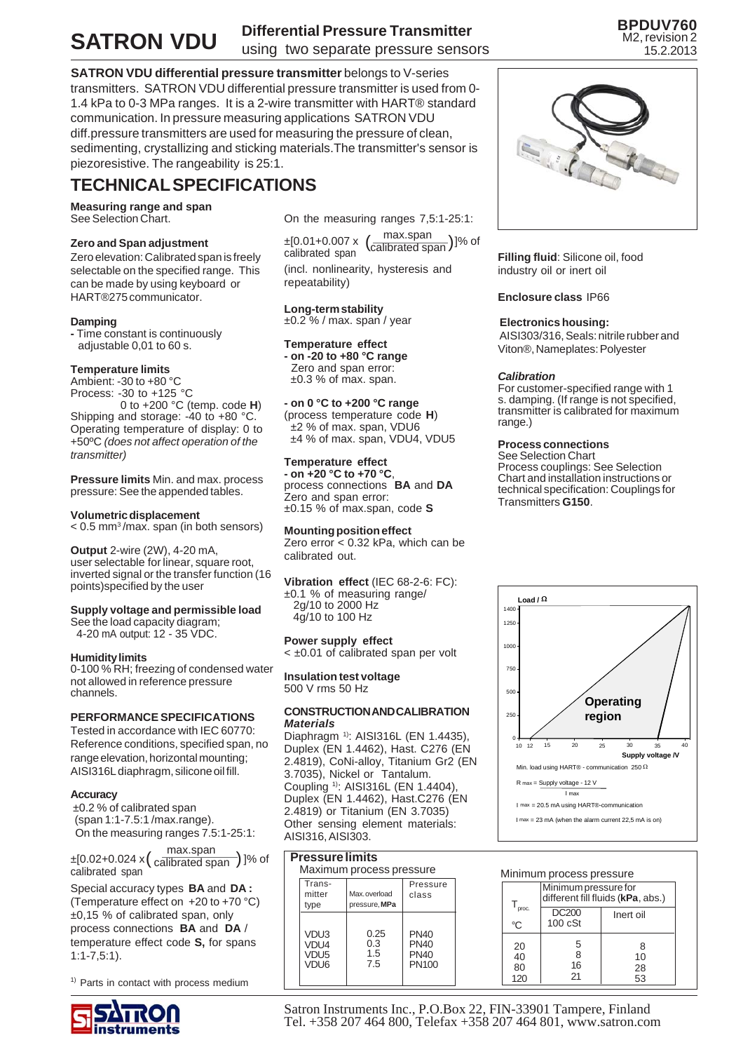# SATRON VDU

## Differential Pressure Transmitter

using two separate pressure sensors

BPDUV760
M2, revision 2
15.2.2013

**SATRON VDU differential pressure transmitter** belongs to V-series transmitters. SATRON VDU differential pressure transmitter is used from 0-1.4 kPa to 0-3 MPa ranges. It is a 2-wire transmitter with HART® standard communication. In pressure measuring applications SATRON VDU diff.pressure transmitters are used for measuring the pressure of clean, sedimenting, crystallizing and sticking materials.The transmitter's sensor is piezoresistive. The rangeability is 25:1.

## TECHNICAL SPECIFICATIONS

**Measuring range and span**
See Selection Chart.

**Zero and Span adjustment**
Zero elevation: Calibrated span is freely selectable on the specified range. This can be made by using keyboard or HART®275 communicator.

**Damping**
- Time constant is continuously adjustable 0,01 to 60 s.

**Temperature limits**
Ambient: -30 to +80 °C
Process: -30 to +125 °C
0 to +200 °C (temp. code **H**)
Shipping and storage: -40 to +80 °C.
Operating temperature of display: 0 to +50ºC *(does not affect operation of the transmitter)*

**Pressure limits** Min. and max. process pressure: See the appended tables.

**Volumetric displacement**
< 0.5 mm³/max. span (in both sensors)

**Output** 2-wire (2W), 4-20 mA, user selectable for linear, square root, inverted signal or the transfer function (16 points)specified by the user

**Supply voltage and permissible load**
See the load capacity diagram;
4-20 mA output: 12 - 35 VDC.

**Humidity limits**
0-100 % RH; freezing of condensed water not allowed in reference pressure channels.

**PERFORMANCE SPECIFICATIONS**
Tested in accordance with IEC 60770: Reference conditions, specified span, no range elevation, horizontal mounting; AISI316L diaphragm, silicone oil fill.

**Accuracy**
±0.2 % of calibrated span
(span 1:1-7.5:1 /max.range).
On the measuring ranges 7.5:1-25:1:

$$\pm[0.02+0.024 \times \left(\frac{\text{max.span}}{\text{calibrated span}}\right)]\text{\% of calibrated span}$$

Special accuracy types **BA** and **DA :** (Temperature effect on +20 to +70 °C) ±0,15 % of calibrated span, only process connections **BA** and **DA** / temperature effect code **S,** for spans 1:1-7,5:1).

[1] Parts in contact with process medium

On the measuring ranges 7,5:1-25:1:

$$\pm[0.01+0.007 \times \left(\frac{\text{max.span}}{\text{calibrated span}}\right)]\text{\% of calibrated span}$$

(incl. nonlinearity, hysteresis and repeatability)

**Long-term stability**
±0.2 % / max. span / year

**Temperature effect**
**- on -20 to +80 °C range**
Zero and span error:
±0.3 % of max. span.

**- on 0 °C to +200 °C range**
(process temperature code **H**)
±2 % of max. span, VDU6
±4 % of max. span, VDU4, VDU5

**Temperature effect**
**- on +20 °C to +70 °C**,
process connections **BA** and **DA**
Zero and span error:
±0.15 % of max.span, code **S**

**Mounting position effect**
Zero error < 0.32 kPa, which can be calibrated out.

**Vibration effect** (IEC 68-2-6: FC):
±0.1 % of measuring range/
2g/10 to 2000 Hz
4g/10 to 100 Hz

**Power supply effect**
< ±0.01 of calibrated span per volt

**Insulation test voltage**
500 V rms 50 Hz

**CONSTRUCTION AND CALIBRATION**
***Materials***
Diaphragm [1]: AISI316L (EN 1.4435), Duplex (EN 1.4462), Hast. C276 (EN 2.4819), CoNi-alloy, Titanium Gr2 (EN 3.7035), Nickel or Tantalum.
Coupling [1]: AISI316L (EN 1.4404), Duplex (EN 1.4462), Hast.C276 (EN 2.4819) or Titanium (EN 3.7035)
Other sensing element materials: AISI316, AISI303.

**Filling fluid**: Silicone oil, food industry oil or inert oil

**Enclosure class** IP66

**Electronics housing:**
AISI303/316, Seals: nitrile rubber and Viton®, Nameplates: Polyester

***Calibration***
For customer-specified range with 1 s. damping. (If range is not specified, transmitter is calibrated for maximum range.)

**Process connections**
See Selection Chart
Process couplings: See Selection Chart and installation instructions or technical specification: Couplings for Transmitters **G150**.

Load / Ω — Supply voltage /V — Operating region

Min. load using HART® - communication 250 Ω

$R_{max} = \frac{\text{Supply voltage - 12 V}}{I_{max}}$

$I_{max}$ = 20.5 mA using HART®-communication

$I_{max}$ = 23 mA (when the alarm current 22,5 mA is on)

**Pressure limits**

Maximum process pressure

| Transmitter type | Max. overload pressure, **MPa** | Pressure class |
|---|---|---|
| VDU3 | 0.25 | PN40 |
| VDU4 | 0.3 | PN40 |
| VDU5 | 1.5 | PN40 |
| VDU6 | 7.5 | PN100 |

Minimum process pressure

| $T_{proc.}$ °C | Minimum pressure for different fill fluids (**kPa**, abs.) DC200 100 cSt | Inert oil |
|---|---|---|
| 20 | 5 | 8 |
| 40 | 8 | 10 |
| 80 | 16 | 28 |
| 120 | 21 | 53 |

Satron Instruments Inc., P.O.Box 22, FIN-33901 Tampere, Finland
Tel. +358 207 464 800, Telefax +358 207 464 801, www.satron.com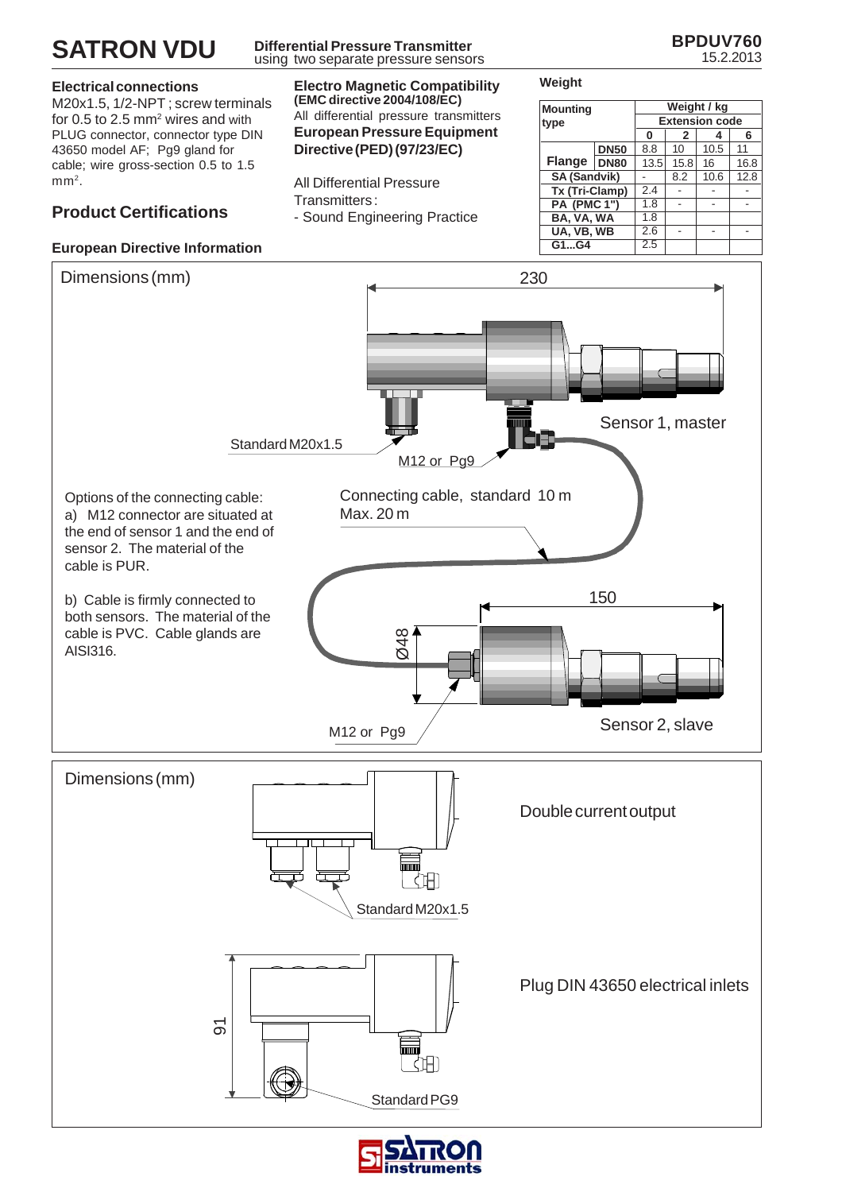# SATRON VDU

**Differential Pressure Transmitter**
using two separate pressure sensors

**BPDUV760**
15.2.2013

### Electrical connections

M20x1.5, 1/2-NPT ; screw terminals for 0.5 to 2.5 mm² wires and with PLUG connector, connector type DIN 43650 model AF; Pg9 gland for cable; wire gross-section 0.5 to 1.5 mm².

## Product Certifications

### European Directive Information

**Electro Magnetic Compatibility (EMC directive 2004/108/EC)**
All differential pressure transmitters

**European Pressure Equipment Directive (PED) (97/23/EC)**

All Differential Pressure Transmitters:
- Sound Engineering Practice

### Weight

| Mounting type | | Weight / kg | | | |
|---|---|---|---|---|---|
| | | Extension code | | | |
| | | 0 | 2 | 4 | 6 |
| Flange | DN50 | 8.8 | 10 | 10.5 | 11 |
| | DN80 | 13.5 | 15.8 | 16 | 16.8 |
| SA (Sandvik) | | - | 8.2 | 10.6 | 12.8 |
| Tx (Tri-Clamp) | | 2.4 | - | - | - |
| PA (PMC 1") | | 1.8 | - | - | - |
| BA, VA, WA | | 1.8 | | | |
| UA, VB, WB | | 2.6 | - | - | - |
| G1...G4 | | 2.5 | | | |

## Dimensions (mm)

230

Standard M20x1.5

M12 or Pg9

Sensor 1, master

Connecting cable, standard 10 m
Max. 20 m

Options of the connecting cable:
a) M12 connector are situated at the end of sensor 1 and the end of sensor 2. The material of the cable is PUR.

b) Cable is firmly connected to both sensors. The material of the cable is PVC. Cable glands are AISI316.

150

Ø48

M12 or Pg9

Sensor 2, slave

## Dimensions (mm)

Double current output

Standard M20x1.5

Plug DIN 43650 electrical inlets

91

Standard PG9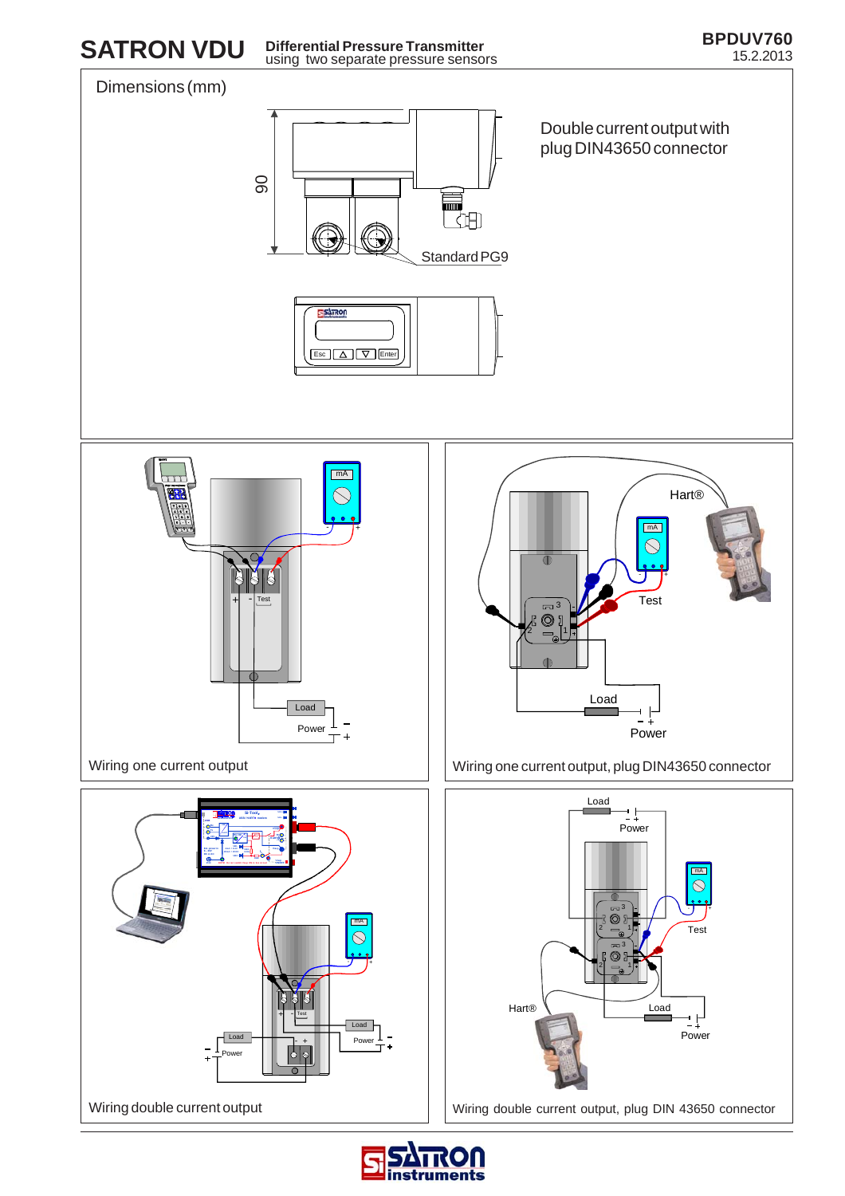# SATRON VDU

**Differential Pressure Transmitter**
using two separate pressure sensors

**BPDUV760**
15.2.2013

## Dimensions (mm)

90

Standard PG9

Double current output with plug DIN43650 connector

Wiring one current output

Wiring one current output, plug DIN43650 connector

Wiring double current output

Wiring double current output, plug DIN 43650 connector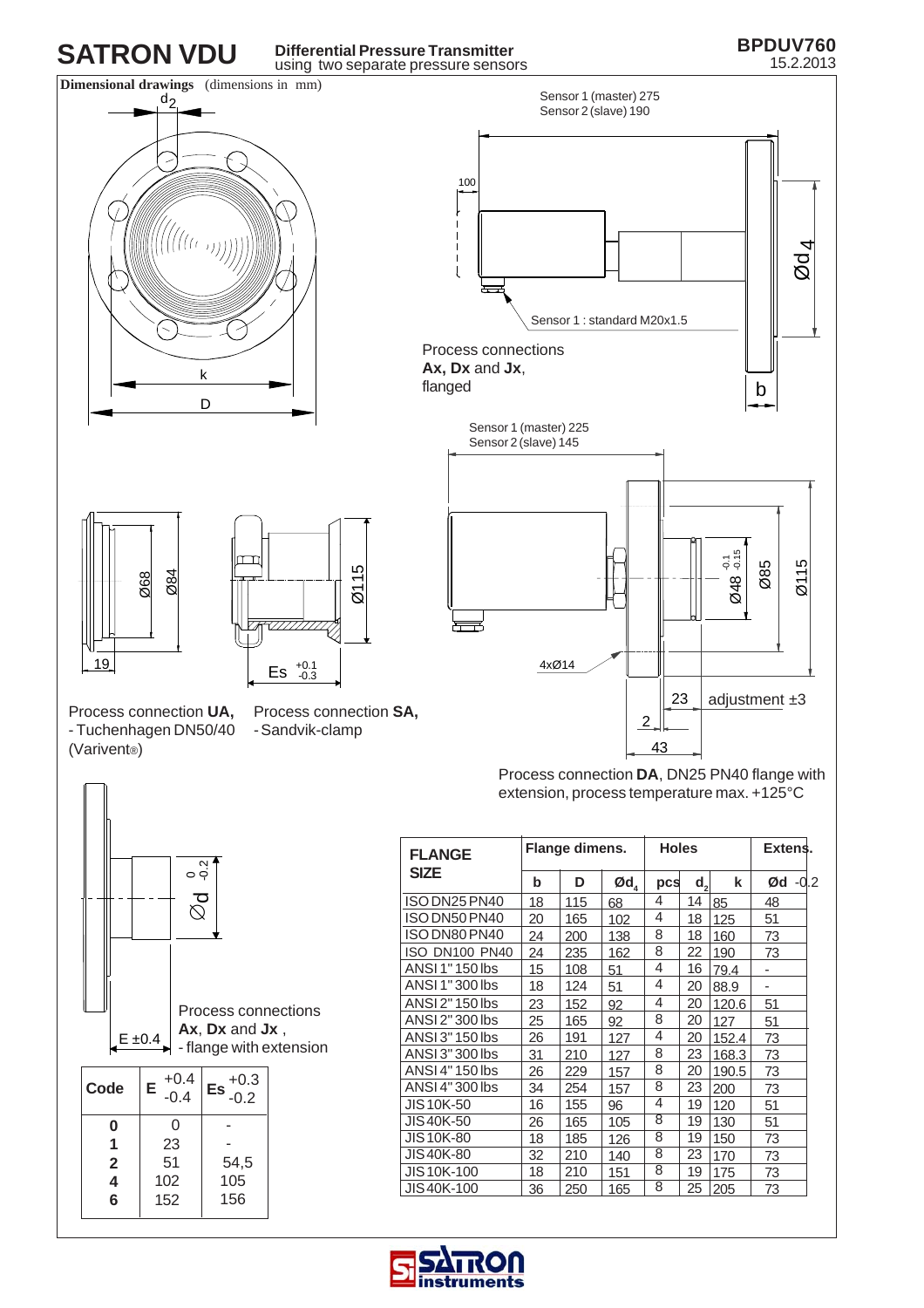# SATRON VDU

**Differential Pressure Transmitter**
using two separate pressure sensors

**Dimensional drawings** (dimensions in mm)

Sensor 1 (master) 275
Sensor 2 (slave) 190

Sensor 1 : standard M20x1.5

Process connections **Ax, Dx** and **Jx**, flanged

Sensor 1 (master) 225
Sensor 2 (slave) 145

Process connection **UA**, - Tuchenhagen DN50/40 (Varivent®)

Process connection **SA**, - Sandvik-clamp

Process connection **DA**, DN25 PN40 flange with extension, process temperature max. +125°C

Process connections **Ax**, **Dx** and **Jx** , - flange with extension

| Code | E +0.4 -0.4 | Es +0.3 -0.2 |
|---|---|---|
| **0** | 0 | - |
| **1** | 23 | - |
| **2** | 51 | 54,5 |
| **4** | 102 | 105 |
| **6** | 152 | 156 |

| FLANGE SIZE | Flange dimens. | | | Holes | | | Extens. |
|---|---|---|---|---|---|---|---|
| | b | D | Ød4 | pcs | d2 | k | Ød -0.2 |
| ISO DN25 PN40 | 18 | 115 | 68 | 4 | 14 | 85 | 48 |
| ISO DN50 PN40 | 20 | 165 | 102 | 4 | 18 | 125 | 51 |
| ISO DN80 PN40 | 24 | 200 | 138 | 8 | 18 | 160 | 73 |
| ISO DN100 PN40 | 24 | 235 | 162 | 8 | 22 | 190 | 73 |
| ANSI 1" 150 lbs | 15 | 108 | 51 | 4 | 16 | 79.4 | - |
| ANSI 1" 300 lbs | 18 | 124 | 51 | 4 | 20 | 88.9 | - |
| ANSI 2" 150 lbs | 23 | 152 | 92 | 4 | 20 | 120.6 | 51 |
| ANSI 2" 300 lbs | 25 | 165 | 92 | 8 | 20 | 127 | 51 |
| ANSI 3" 150 lbs | 26 | 191 | 127 | 4 | 20 | 152.4 | 73 |
| ANSI 3" 300 lbs | 31 | 210 | 127 | 8 | 23 | 168.3 | 73 |
| ANSI 4" 150 lbs | 26 | 229 | 157 | 8 | 20 | 190.5 | 73 |
| ANSI 4" 300 lbs | 34 | 254 | 157 | 8 | 23 | 200 | 73 |
| JIS 10K-50 | 16 | 155 | 96 | 4 | 19 | 120 | 51 |
| JIS 40K-50 | 26 | 165 | 105 | 8 | 19 | 130 | 51 |
| JIS 10K-80 | 18 | 185 | 126 | 8 | 19 | 150 | 73 |
| JIS 40K-80 | 32 | 210 | 140 | 8 | 23 | 170 | 73 |
| JIS 10K-100 | 18 | 210 | 151 | 8 | 19 | 175 | 73 |
| JIS 40K-100 | 36 | 250 | 165 | 8 | 25 | 205 | 73 |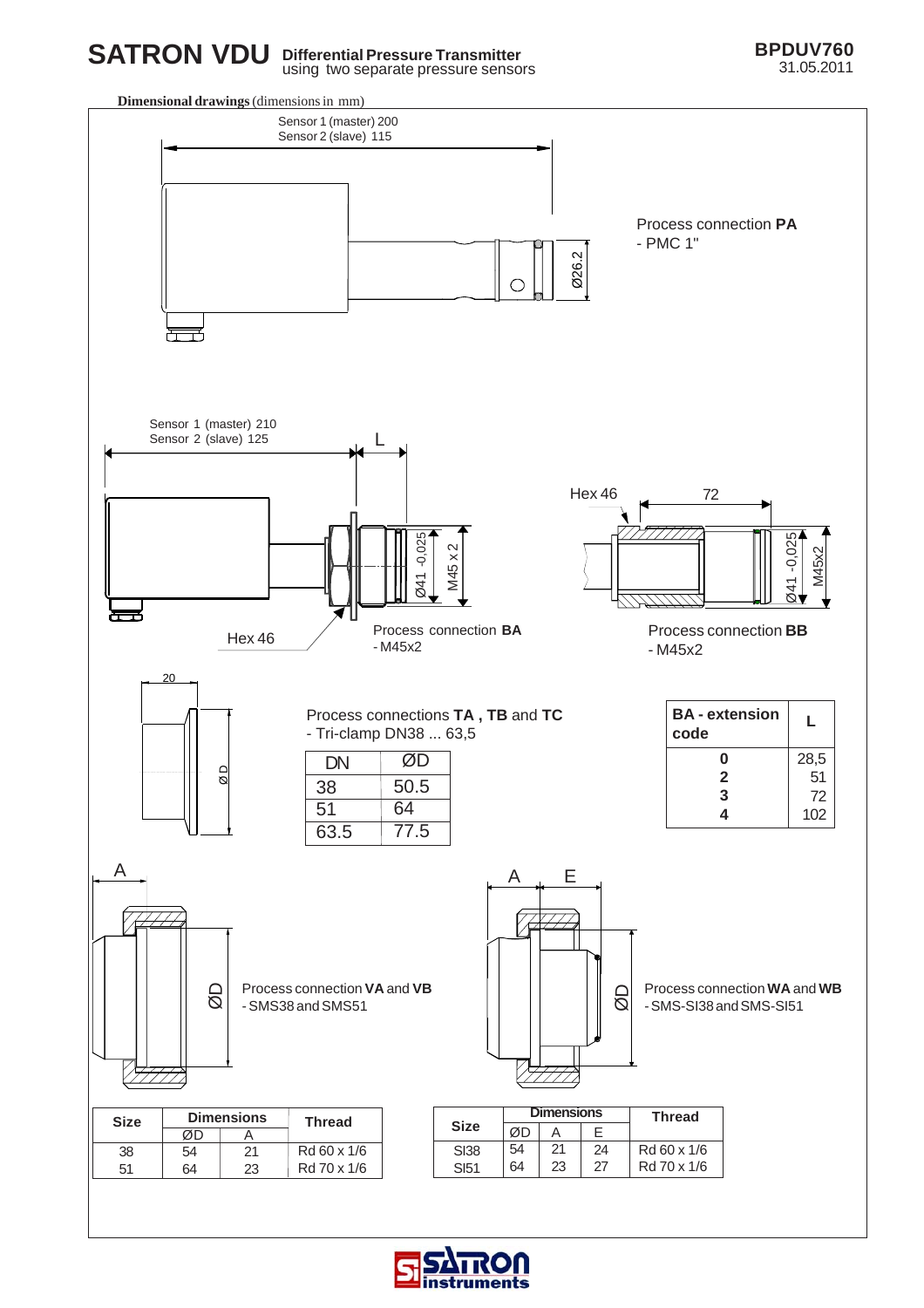**Dimensional drawings** (dimensions in mm)

Sensor 1 (master) 200
Sensor 2 (slave) 115

Ø26.2

Process connection **PA**
- PMC 1"

Sensor 1 (master) 210
Sensor 2 (slave) 125

L

Ø41 -0,025

M45 x 2

Hex 46

Process connection **BA**
- M45x2

Hex 46

72

Ø41 -0,025

M45x2

Process connection **BB**
- M45x2

20

ØD

Process connections **TA , TB** and **TC**
- Tri-clamp DN38 ... 63,5

| DN | ØD |
|---|---|
| 38 | 50.5 |
| 51 | 64 |
| 63.5 | 77.5 |

| BA - extension code | L |
|---|---|
| 0 | 28,5 |
| 2 | 51 |
| 3 | 72 |
| 4 | 102 |

A

ØD

Process connection **VA** and **VB**
- SMS38 and SMS51

A E

ØD

Process connection **WA** and **WB**
- SMS-SI38 and SMS-SI51

| Size | Dimensions | | Thread |
|---|---|---|---|
| | ØD | A | |
| 38 | 54 | 21 | Rd 60 x 1/6 |
| 51 | 64 | 23 | Rd 70 x 1/6 |

| Size | Dimensions | | | Thread |
|---|---|---|---|---|
| | ØD | A | E | |
| SI38 | 54 | 21 | 24 | Rd 60 x 1/6 |
| SI51 | 64 | 23 | 27 | Rd 70 x 1/6 |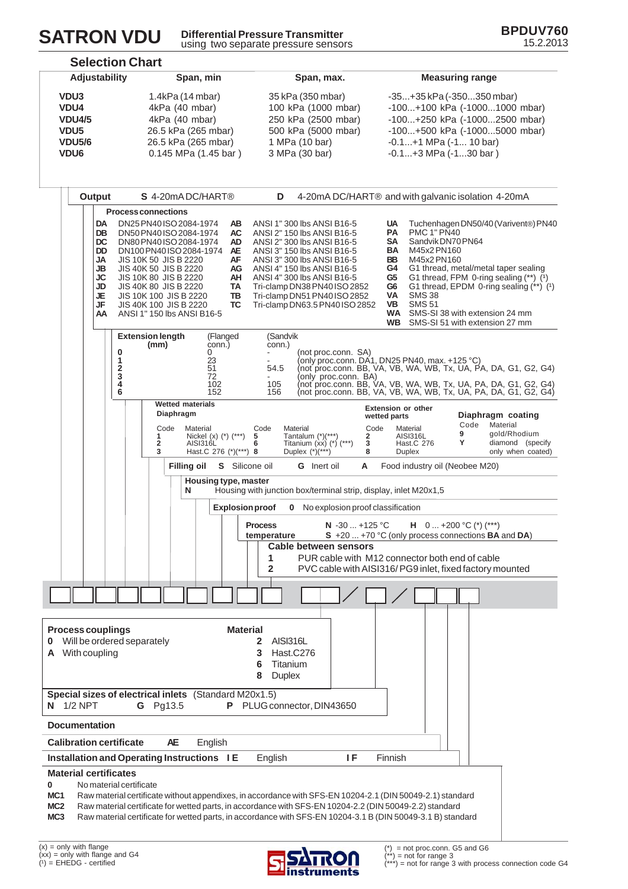# SATRON VDU

**Differential Pressure Transmitter**
using two separate pressure sensors

**BPDUV760**
15.2.2013

## Selection Chart

| Adjustability | Span, min | Span, max. | Measuring range |
|---|---|---|---|
| **VDU3** | 1.4kPa (14 mbar) | 35 kPa (350 mbar) | -35...+35 kPa (-350...350 mbar) |
| **VDU4** | 4kPa (40 mbar) | 100 kPa (1000 mbar) | -100...+100 kPa (-1000...1000 mbar) |
| **VDU4/5** | 4kPa (40 mbar) | 250 kPa (2500 mbar) | -100...+250 kPa (-1000...2500 mbar) |
| **VDU5** | 26.5 kPa (265 mbar) | 500 kPa (5000 mbar) | -100...+500 kPa (-1000...5000 mbar) |
| **VDU5/6** | 26.5 kPa (265 mbar) | 1 MPa (10 bar) | -0.1...+1 MPa (-1... 10 bar) |
| **VDU6** | 0.145 MPa (1.45 bar ) | 3 MPa (30 bar) | -0.1...+3 MPa (-1...30 bar ) |

**Output**
- **S** 4-20mA DC/HART®
- **D** 4-20mA DC/HART® and with galvanic isolation 4-20mA

**Process connections**

| Code | Connection | Code | Connection | Code | Connection |
|---|---|---|---|---|---|
| **DA** | DN25 PN40 ISO 2084-1974 | **AB** | ANSI 1" 300 lbs ANSI B16-5 | **UA** | Tuchenhagen DN50/40 (Varivent®) PN40 |
| **DB** | DN50 PN40 ISO 2084-1974 | **AC** | ANSI 2" 150 lbs ANSI B16-5 | **PA** | PMC 1" PN40 |
| **DC** | DN80 PN40 ISO 2084-1974 | **AD** | ANSI 2" 300 lbs ANSI B16-5 | **SA** | Sandvik DN70 PN64 |
| **DD** | DN100 PN40 ISO 2084-1974 | **AE** | ANSI 3" 150 lbs ANSI B16-5 | **BA** | M45x2 PN160 |
| **JA** | JIS 10K 50 JIS B 2220 | **AF** | ANSI 3" 300 lbs ANSI B16-5 | **BB** | M45x2 PN160 |
| **JB** | JIS 40K 50 JIS B 2220 | **AG** | ANSI 4" 150 lbs ANSI B16-5 | **G4** | G1 thread, metal/metal taper sealing |
| **JC** | JIS 10K 80 JIS B 2220 | **AH** | ANSI 4" 300 lbs ANSI B16-5 | **G5** | G1 thread, FPM 0-ring sealing (**) (¹) |
| **JD** | JIS 40K 80 JIS B 2220 | **TA** | Tri-clamp DN38 PN40 ISO 2852 | **G6** | G1 thread, EPDM 0-ring sealing (**) (¹) |
| **JE** | JIS 10K 100 JIS B 2220 | **TB** | Tri-clamp DN51 PN40 ISO 2852 | **VA** | SMS 38 |
| **JF** | JIS 40K 100 JIS B 2220 | **TC** | Tri-clamp DN63.5 PN40 ISO 2852 | **VB** | SMS 51 |
| **AA** | ANSI 1" 150 lbs ANSI B16-5 | | | **WA** | SMS-SI 38 with extension 24 mm |
| | | | | **WB** | SMS-SI 51 with extension 27 mm |

**Extension length (mm)**

| Code | (Flanged conn.) | (Sandvik conn.) | |
|---|---|---|---|
| **0** | 0 | - | (not proc.conn. SA) |
| **1** | 23 | - | (only proc.conn. DA1, DN25 PN40, max. +125 °C) |
| **2** | 51 | 54.5 | (not proc.conn. BB, VA, VB, WA, WB, Tx, UA, PA, DA, G1, G2, G4) |
| **3** | 72 | - | (only proc.conn. BA) |
| **4** | 102 | 105 | (not proc.conn. BB, VA, VB, WA, WB, Tx, UA, PA, DA, G1, G2, G4) |
| **6** | 152 | 156 | (not proc.conn. BB, VA, VB, WA, WB, Tx, UA, PA, DA, G1, G2, G4) |

**Wetted materials**

Diaphragm

| Code | Material | Code | Material |
|---|---|---|---|
| **1** | Nickel (x) (*) (***) | **5** | Tantalum (*)(***) |
| **2** | AISI316L | **6** | Titanium (xx) (*) (***) |
| **3** | Hast.C 276 (*)(***) | **8** | Duplex (*)(***) |

Extension or other wetted parts

| Code | Material |
|---|---|
| **2** | AISI316L |
| **3** | Hast.C 276 |
| **8** | Duplex |

Diaphragm coating

| Code | Material |
|---|---|
| **9** | gold/Rhodium |
| **Y** | diamond (specify only when coated) |

**Filling oil**
- **S** Silicone oil
- **G** Inert oil
- **A** Food industry oil (Neobee M20)

**Housing type, master**
- **N** Housing with junction box/terminal strip, display, inlet M20x1,5

**Explosion proof**
- **0** No explosion proof classification

**Process temperature**
- **N** -30 ... +125 °C
- **H** 0 ... +200 °C (*) (***)
- **S** +20 ... +70 °C (only process connections **BA** and **DA**)

**Cable between sensors**
- **1** PUR cable with M12 connector both end of cable
- **2** PVC cable with AISI316/ PG9 inlet, fixed factory mounted

**Process couplings**
- **0** Will be ordered separately
- **A** With coupling

**Material**
- **2** AISI316L
- **3** Hast.C276
- **6** Titanium
- **8** Duplex

**Special sizes of electrical inlets** (Standard M20x1.5)
- **N** 1/2 NPT
- **G** Pg13.5
- **P** PLUG connector, DIN43650

**Documentation**

**Calibration certificate**
- **AE** English

**Installation and Operating Instructions**
- **IE** English
- **IF** Finnish

**Material certificates**
- **0** No material certificate
- **MC1** Raw material certificate without appendixes, in accordance with SFS-EN 10204-2.1 (DIN 50049-2.1) standard
- **MC2** Raw material certificate for wetted parts, in accordance with SFS-EN 10204-2.2 (DIN 50049-2.2) standard
- **MC3** Raw material certificate for wetted parts, in accordance with SFS-EN 10204-3.1 B (DIN 50049-3.1 B) standard

(x) = only with flange
(xx) = only with flange and G4
(¹) = EHEDG - certified

(*) = not proc.conn. G5 and G6
(**) = not for range 3
(***) = not for range 3 with process connection code G4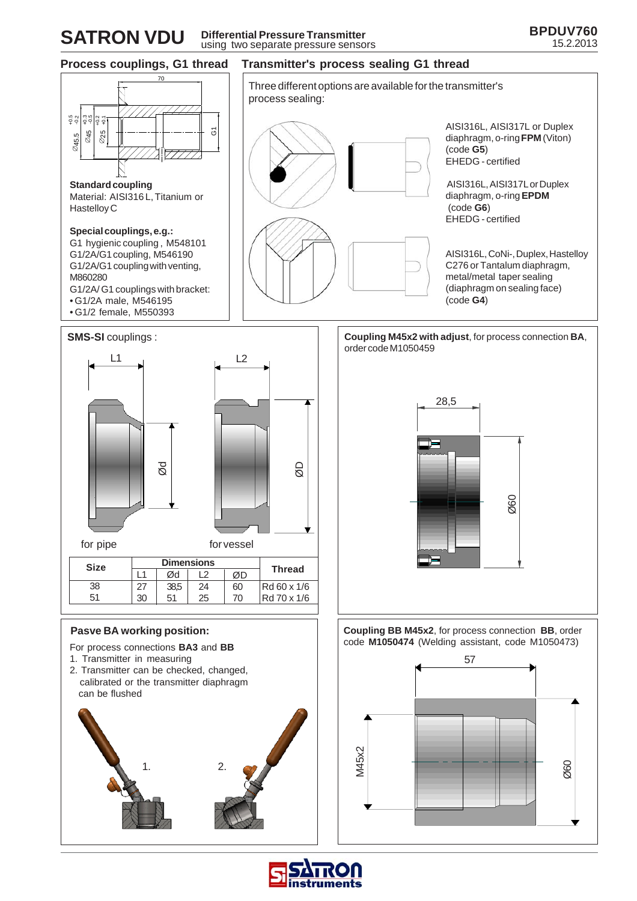## Process couplings, G1 thread

**Standard coupling**
Material: AISI316 L, Titanium or Hastelloy C

**Special couplings, e.g.:**
G1 hygienic coupling , M548101
G1/2A/G1 coupling, M546190
G1/2A/G1 coupling with venting, M860280
G1/2A/ G1 couplings with bracket:
- G1/2A male, M546195
- G1/2 female, M550393

## Transmitter's process sealing G1 thread

Three different options are available for the transmitter's process sealing:

AISI316L, AISI317L or Duplex diaphragm, o-ring **FPM** (Viton) (code **G5**)
EHEDG - certified

AISI316L, AISI317L or Duplex diaphragm, o-ring **EPDM** (code **G6**)
EHEDG - certified

AISI316L, CoNi-, Duplex, Hastelloy C276 or Tantalum diaphragm, metal/metal taper sealing (diaphragm on sealing face) (code **G4**)

**SMS-SI** couplings :

for pipe | for vessel

| Size | Dimensions | | | | Thread |
|---|---|---|---|---|---|
| | L1 | Ød | L2 | ØD | |
| 38 | 27 | 38,5 | 24 | 60 | Rd 60 x 1/6 |
| 51 | 30 | 51 | 25 | 70 | Rd 70 x 1/6 |

**Coupling M45x2 with adjust**, for process connection **BA**, order code M1050459

### Pasve BA working position:

For process connections **BA3** and **BB**
1. Transmitter in measuring
2. Transmitter can be checked, changed, calibrated or the transmitter diaphragm can be flushed

**Coupling BB M45x2**, for process connection **BB**, order code **M1050474** (Welding assistant, code M1050473)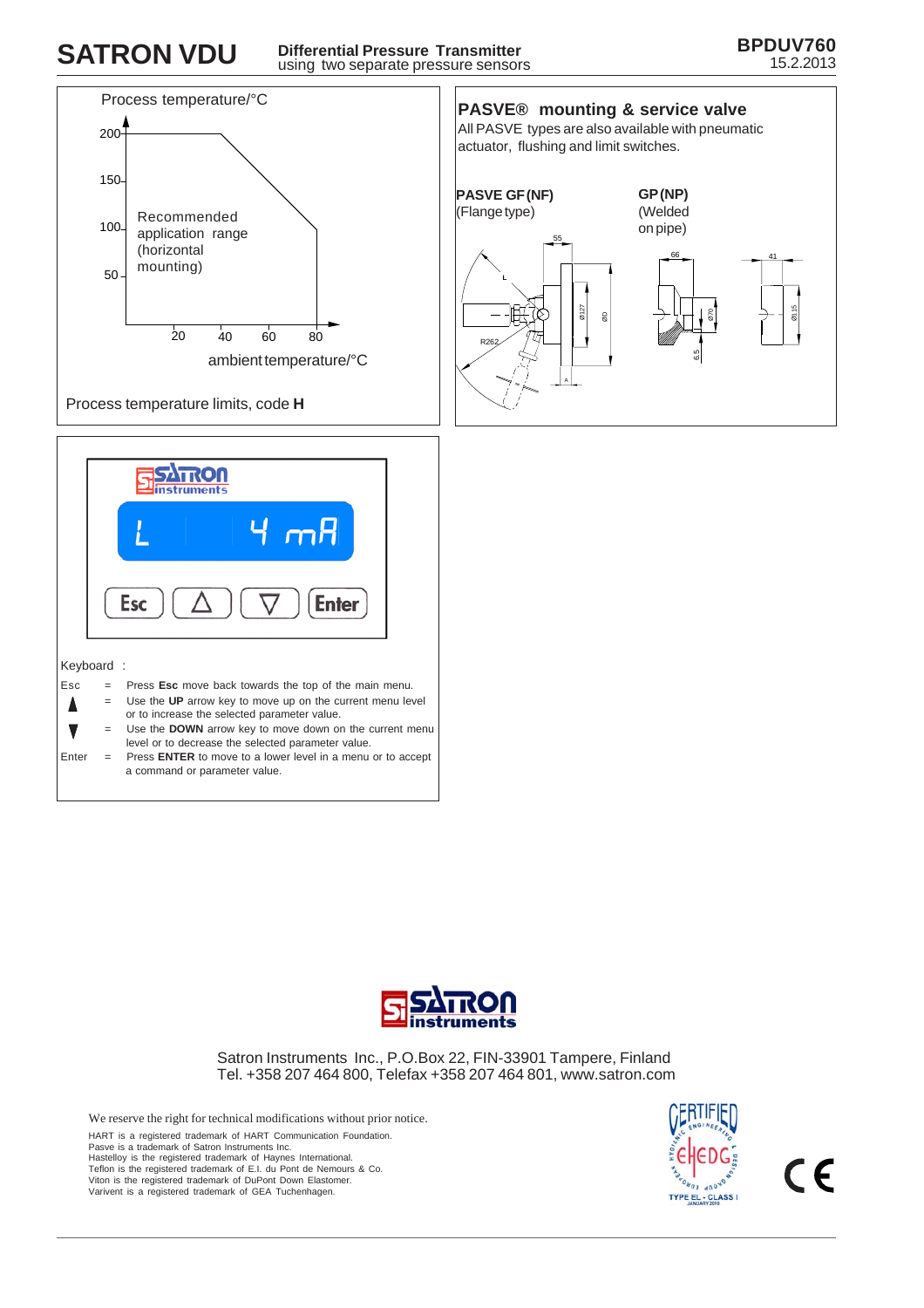Process temperature/°C

200
150
100
50

Recommended application range (horizontal mounting)

20
40
60
80

ambient temperature/°C

Process temperature limits, code **H**

## PASVE® mounting & service valve

All PASVE types are also available with pneumatic actuator, flushing and limit switches.

**PASVE GF (NF)** (Flange type)

**GP (NP)** (Welded on pipe)

55
L
R262
Ø127
ØD
A
66
Ø70
6.5
41
Ø115

L
4 mA
Esc
Enter

Keyboard :

Esc = Press **Esc** move back towards the top of the main menu.

▲ = Use the **UP** arrow key to move up on the current menu level or to increase the selected parameter value.

▼ = Use the **DOWN** arrow key to move down on the current menu level or to decrease the selected parameter value.

Enter = Press **ENTER** to move to a lower level in a menu or to accept a command or parameter value.

Satron Instruments Inc., P.O.Box 22, FIN-33901 Tampere, Finland
Tel. +358 207 464 800, Telefax +358 207 464 801, www.satron.com

We reserve the right for technical modifications without prior notice.

HART is a registered trademark of HART Communication Foundation.
Pasve is a trademark of Satron Instruments Inc.
Hastelloy is the registered trademark of Haynes International.
Teflon is the registered trademark of E.I. du Pont de Nemours & Co.
Viton is the registered trademark of DuPont Down Elastomer.
Varivent is a registered trademark of GEA Tuchenhagen.

CERTIFIED EHEDG TYPE EL - CLASS I JANUARY 2010

CE